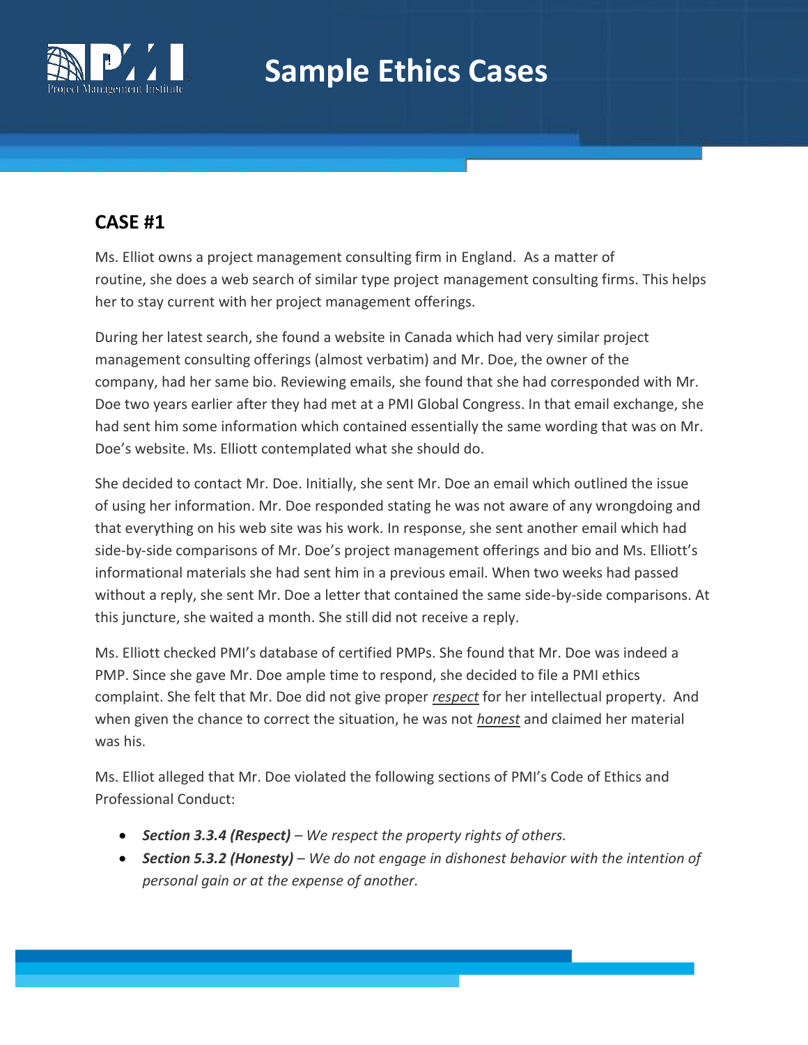# Sample Ethics Cases

## CASE #1

Ms. Elliot owns a project management consulting firm in England. As a matter of routine, she does a web search of similar type project management consulting firms. This helps her to stay current with her project management offerings.

During her latest search, she found a website in Canada which had very similar project management consulting offerings (almost verbatim) and Mr. Doe, the owner of the company, had her same bio. Reviewing emails, she found that she had corresponded with Mr. Doe two years earlier after they had met at a PMI Global Congress. In that email exchange, she had sent him some information which contained essentially the same wording that was on Mr. Doe's website. Ms. Elliott contemplated what she should do.

She decided to contact Mr. Doe. Initially, she sent Mr. Doe an email which outlined the issue of using her information. Mr. Doe responded stating he was not aware of any wrongdoing and that everything on his web site was his work. In response, she sent another email which had side-by-side comparisons of Mr. Doe's project management offerings and bio and Ms. Elliott's informational materials she had sent him in a previous email. When two weeks had passed without a reply, she sent Mr. Doe a letter that contained the same side-by-side comparisons. At this juncture, she waited a month. She still did not receive a reply.

Ms. Elliott checked PMI's database of certified PMPs. She found that Mr. Doe was indeed a PMP. Since she gave Mr. Doe ample time to respond, she decided to file a PMI ethics complaint. She felt that Mr. Doe did not give proper ***respect*** for her intellectual property. And when given the chance to correct the situation, he was not ***honest*** and claimed her material was his.

Ms. Elliot alleged that Mr. Doe violated the following sections of PMI's Code of Ethics and Professional Conduct:

- ***Section 3.3.4 (Respect)*** – *We respect the property rights of others.*
- ***Section 5.3.2 (Honesty)*** – *We do not engage in dishonest behavior with the intention of personal gain or at the expense of another.*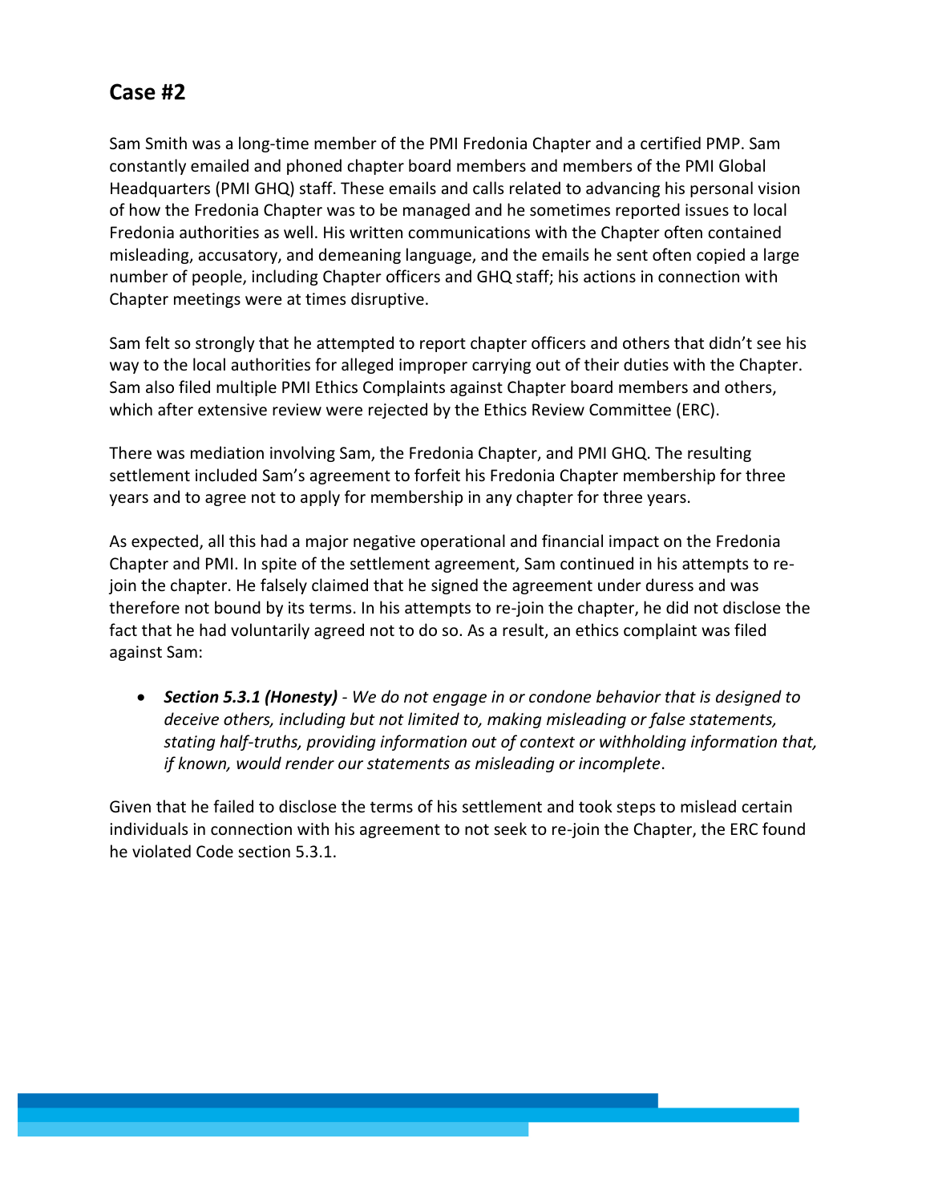## Case #2

Sam Smith was a long-time member of the PMI Fredonia Chapter and a certified PMP. Sam constantly emailed and phoned chapter board members and members of the PMI Global Headquarters (PMI GHQ) staff. These emails and calls related to advancing his personal vision of how the Fredonia Chapter was to be managed and he sometimes reported issues to local Fredonia authorities as well. His written communications with the Chapter often contained misleading, accusatory, and demeaning language, and the emails he sent often copied a large number of people, including Chapter officers and GHQ staff; his actions in connection with Chapter meetings were at times disruptive.

Sam felt so strongly that he attempted to report chapter officers and others that didn't see his way to the local authorities for alleged improper carrying out of their duties with the Chapter. Sam also filed multiple PMI Ethics Complaints against Chapter board members and others, which after extensive review were rejected by the Ethics Review Committee (ERC).

There was mediation involving Sam, the Fredonia Chapter, and PMI GHQ. The resulting settlement included Sam's agreement to forfeit his Fredonia Chapter membership for three years and to agree not to apply for membership in any chapter for three years.

As expected, all this had a major negative operational and financial impact on the Fredonia Chapter and PMI. In spite of the settlement agreement, Sam continued in his attempts to re-join the chapter. He falsely claimed that he signed the agreement under duress and was therefore not bound by its terms. In his attempts to re-join the chapter, he did not disclose the fact that he had voluntarily agreed not to do so. As a result, an ethics complaint was filed against Sam:

- ***Section 5.3.1 (Honesty)*** - *We do not engage in or condone behavior that is designed to deceive others, including but not limited to, making misleading or false statements, stating half-truths, providing information out of context or withholding information that, if known, would render our statements as misleading or incomplete*.

Given that he failed to disclose the terms of his settlement and took steps to mislead certain individuals in connection with his agreement to not seek to re-join the Chapter, the ERC found he violated Code section 5.3.1.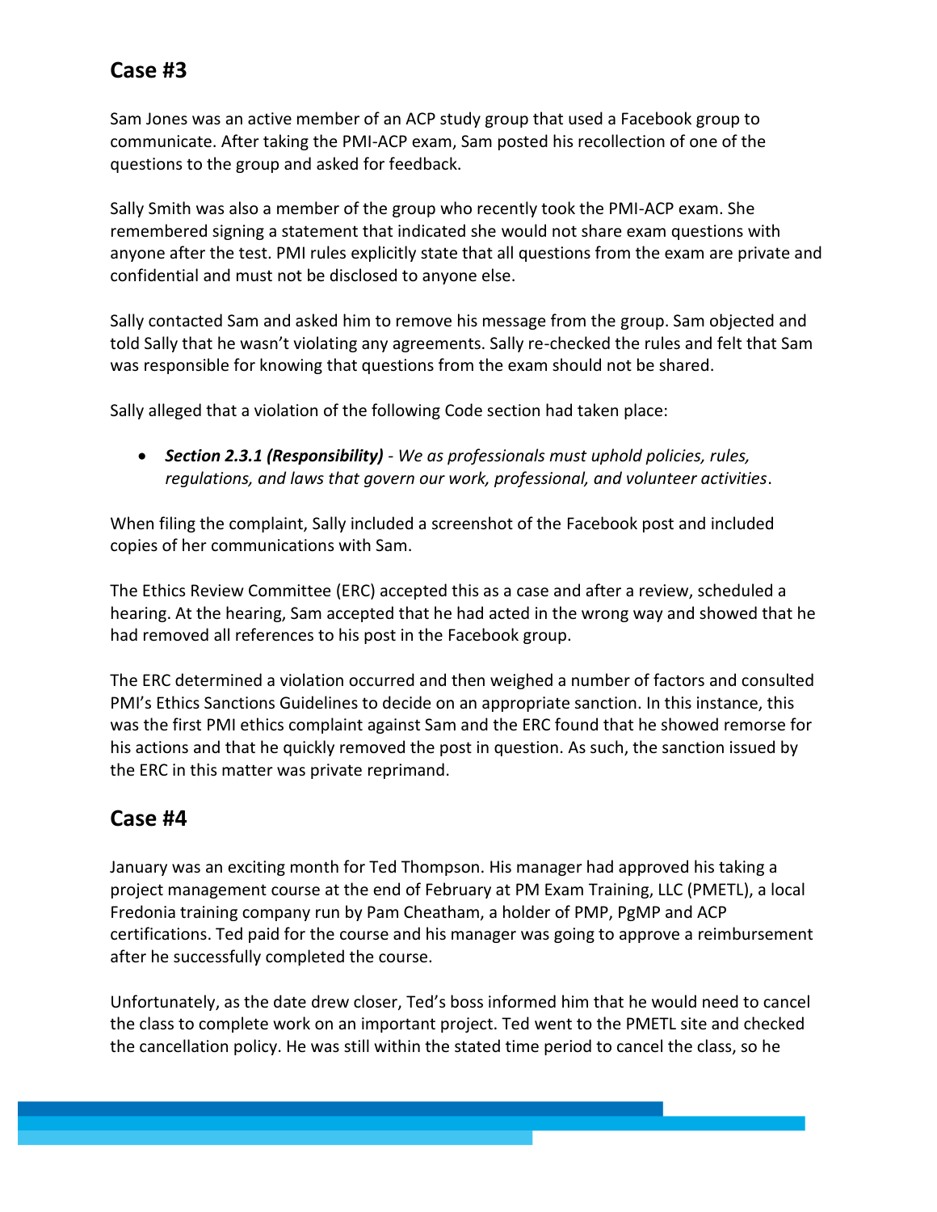## Case #3

Sam Jones was an active member of an ACP study group that used a Facebook group to communicate. After taking the PMI-ACP exam, Sam posted his recollection of one of the questions to the group and asked for feedback.

Sally Smith was also a member of the group who recently took the PMI-ACP exam. She remembered signing a statement that indicated she would not share exam questions with anyone after the test. PMI rules explicitly state that all questions from the exam are private and confidential and must not be disclosed to anyone else.

Sally contacted Sam and asked him to remove his message from the group. Sam objected and told Sally that he wasn't violating any agreements. Sally re-checked the rules and felt that Sam was responsible for knowing that questions from the exam should not be shared.

Sally alleged that a violation of the following Code section had taken place:

- ***Section 2.3.1 (Responsibility)*** - *We as professionals must uphold policies, rules, regulations, and laws that govern our work, professional, and volunteer activities*.

When filing the complaint, Sally included a screenshot of the Facebook post and included copies of her communications with Sam.

The Ethics Review Committee (ERC) accepted this as a case and after a review, scheduled a hearing. At the hearing, Sam accepted that he had acted in the wrong way and showed that he had removed all references to his post in the Facebook group.

The ERC determined a violation occurred and then weighed a number of factors and consulted PMI's Ethics Sanctions Guidelines to decide on an appropriate sanction. In this instance, this was the first PMI ethics complaint against Sam and the ERC found that he showed remorse for his actions and that he quickly removed the post in question. As such, the sanction issued by the ERC in this matter was private reprimand.

## Case #4

January was an exciting month for Ted Thompson. His manager had approved his taking a project management course at the end of February at PM Exam Training, LLC (PMETL), a local Fredonia training company run by Pam Cheatham, a holder of PMP, PgMP and ACP certifications. Ted paid for the course and his manager was going to approve a reimbursement after he successfully completed the course.

Unfortunately, as the date drew closer, Ted's boss informed him that he would need to cancel the class to complete work on an important project. Ted went to the PMETL site and checked the cancellation policy. He was still within the stated time period to cancel the class, so he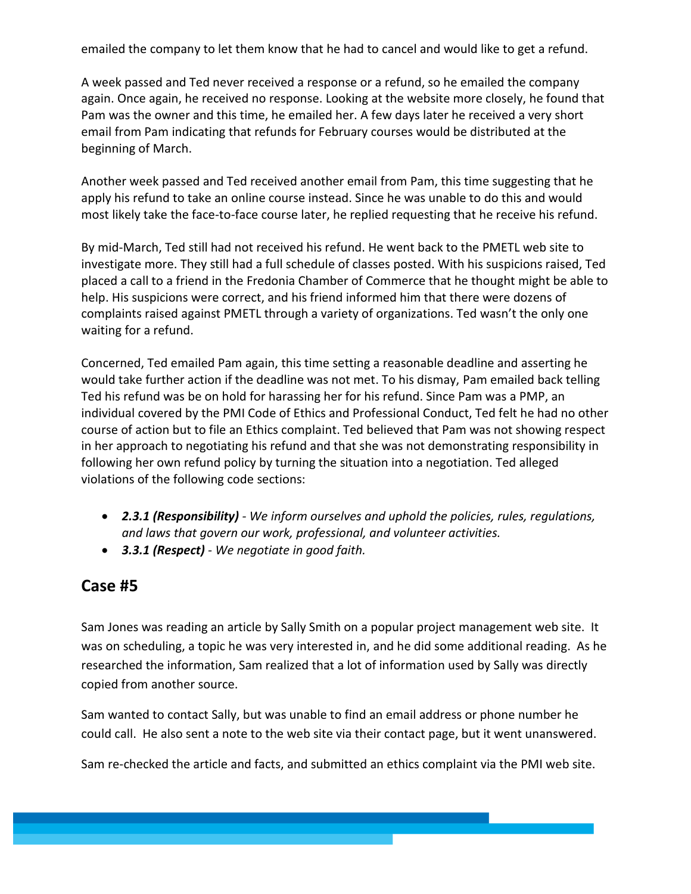emailed the company to let them know that he had to cancel and would like to get a refund.

A week passed and Ted never received a response or a refund, so he emailed the company again. Once again, he received no response. Looking at the website more closely, he found that Pam was the owner and this time, he emailed her. A few days later he received a very short email from Pam indicating that refunds for February courses would be distributed at the beginning of March.

Another week passed and Ted received another email from Pam, this time suggesting that he apply his refund to take an online course instead. Since he was unable to do this and would most likely take the face-to-face course later, he replied requesting that he receive his refund.

By mid-March, Ted still had not received his refund. He went back to the PMETL web site to investigate more. They still had a full schedule of classes posted. With his suspicions raised, Ted placed a call to a friend in the Fredonia Chamber of Commerce that he thought might be able to help. His suspicions were correct, and his friend informed him that there were dozens of complaints raised against PMETL through a variety of organizations. Ted wasn't the only one waiting for a refund.

Concerned, Ted emailed Pam again, this time setting a reasonable deadline and asserting he would take further action if the deadline was not met. To his dismay, Pam emailed back telling Ted his refund was be on hold for harassing her for his refund. Since Pam was a PMP, an individual covered by the PMI Code of Ethics and Professional Conduct, Ted felt he had no other course of action but to file an Ethics complaint. Ted believed that Pam was not showing respect in her approach to negotiating his refund and that she was not demonstrating responsibility in following her own refund policy by turning the situation into a negotiation. Ted alleged violations of the following code sections:

- ***2.3.1 (Responsibility)*** *- We inform ourselves and uphold the policies, rules, regulations, and laws that govern our work, professional, and volunteer activities.*
- ***3.3.1 (Respect)*** *- We negotiate in good faith.*

## Case #5

Sam Jones was reading an article by Sally Smith on a popular project management web site. It was on scheduling, a topic he was very interested in, and he did some additional reading. As he researched the information, Sam realized that a lot of information used by Sally was directly copied from another source.

Sam wanted to contact Sally, but was unable to find an email address or phone number he could call. He also sent a note to the web site via their contact page, but it went unanswered.

Sam re-checked the article and facts, and submitted an ethics complaint via the PMI web site.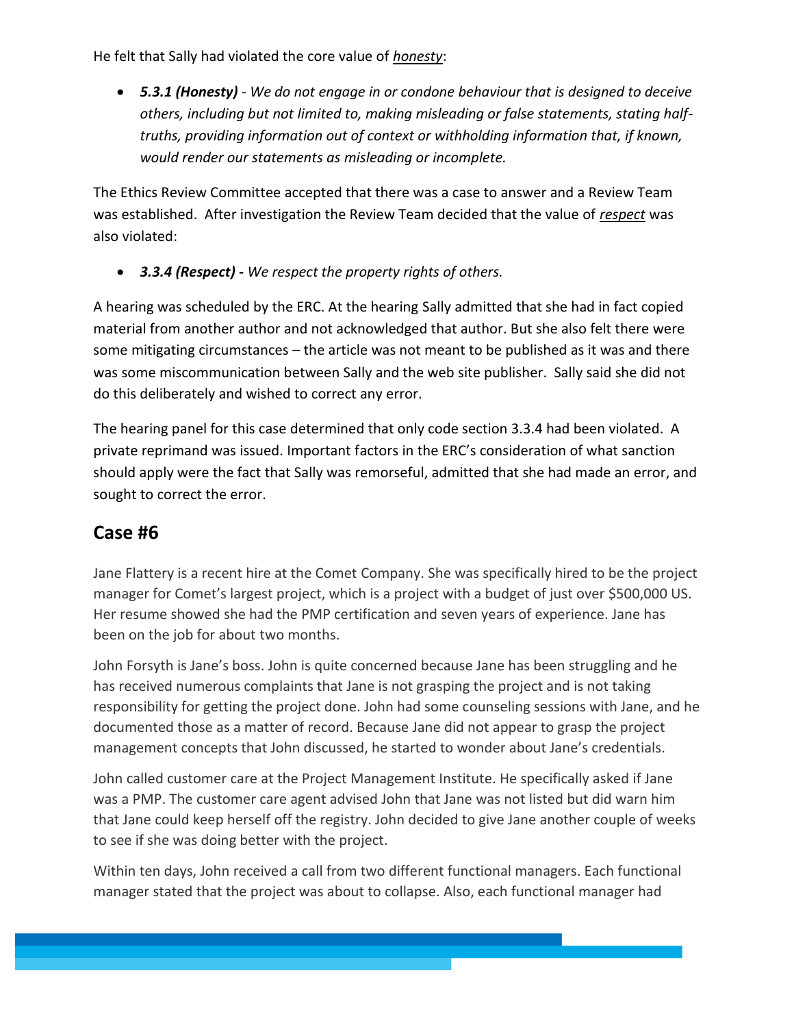He felt that Sally had violated the core value of _honesty_:

- ***5.3.1 (Honesty)*** *- We do not engage in or condone behaviour that is designed to deceive others, including but not limited to, making misleading or false statements, stating half-truths, providing information out of context or withholding information that, if known, would render our statements as misleading or incomplete.*

The Ethics Review Committee accepted that there was a case to answer and a Review Team was established. After investigation the Review Team decided that the value of _respect_ was also violated:

- ***3.3.4 (Respect) -*** *We respect the property rights of others.*

A hearing was scheduled by the ERC. At the hearing Sally admitted that she had in fact copied material from another author and not acknowledged that author. But she also felt there were some mitigating circumstances – the article was not meant to be published as it was and there was some miscommunication between Sally and the web site publisher. Sally said she did not do this deliberately and wished to correct any error.

The hearing panel for this case determined that only code section 3.3.4 had been violated. A private reprimand was issued. Important factors in the ERC's consideration of what sanction should apply were the fact that Sally was remorseful, admitted that she had made an error, and sought to correct the error.

## Case #6

Jane Flattery is a recent hire at the Comet Company. She was specifically hired to be the project manager for Comet's largest project, which is a project with a budget of just over $500,000 US. Her resume showed she had the PMP certification and seven years of experience. Jane has been on the job for about two months.

John Forsyth is Jane's boss. John is quite concerned because Jane has been struggling and he has received numerous complaints that Jane is not grasping the project and is not taking responsibility for getting the project done. John had some counseling sessions with Jane, and he documented those as a matter of record. Because Jane did not appear to grasp the project management concepts that John discussed, he started to wonder about Jane's credentials.

John called customer care at the Project Management Institute. He specifically asked if Jane was a PMP. The customer care agent advised John that Jane was not listed but did warn him that Jane could keep herself off the registry. John decided to give Jane another couple of weeks to see if she was doing better with the project.

Within ten days, John received a call from two different functional managers. Each functional manager stated that the project was about to collapse. Also, each functional manager had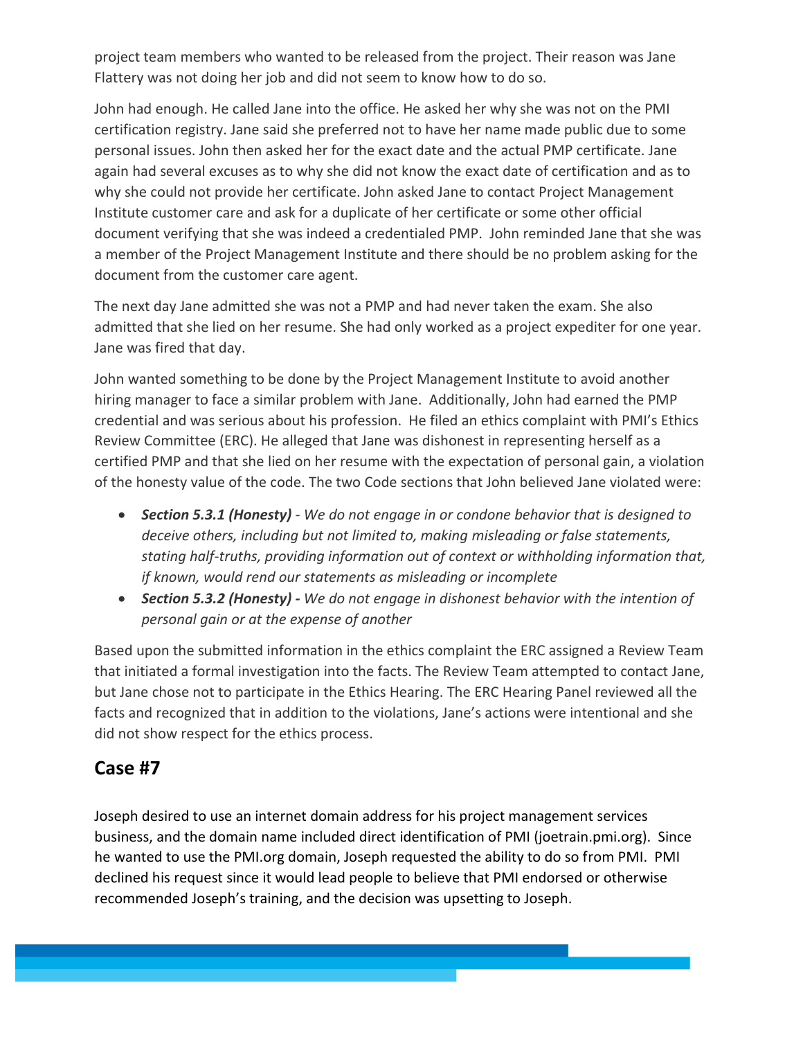project team members who wanted to be released from the project. Their reason was Jane Flattery was not doing her job and did not seem to know how to do so.

John had enough. He called Jane into the office. He asked her why she was not on the PMI certification registry. Jane said she preferred not to have her name made public due to some personal issues. John then asked her for the exact date and the actual PMP certificate. Jane again had several excuses as to why she did not know the exact date of certification and as to why she could not provide her certificate. John asked Jane to contact Project Management Institute customer care and ask for a duplicate of her certificate or some other official document verifying that she was indeed a credentialed PMP. John reminded Jane that she was a member of the Project Management Institute and there should be no problem asking for the document from the customer care agent.

The next day Jane admitted she was not a PMP and had never taken the exam. She also admitted that she lied on her resume. She had only worked as a project expediter for one year. Jane was fired that day.

John wanted something to be done by the Project Management Institute to avoid another hiring manager to face a similar problem with Jane. Additionally, John had earned the PMP credential and was serious about his profession. He filed an ethics complaint with PMI's Ethics Review Committee (ERC). He alleged that Jane was dishonest in representing herself as a certified PMP and that she lied on her resume with the expectation of personal gain, a violation of the honesty value of the code. The two Code sections that John believed Jane violated were:

- ***Section 5.3.1 (Honesty)*** *- We do not engage in or condone behavior that is designed to deceive others, including but not limited to, making misleading or false statements, stating half-truths, providing information out of context or withholding information that, if known, would rend our statements as misleading or incomplete*
- ***Section 5.3.2 (Honesty) -*** *We do not engage in dishonest behavior with the intention of personal gain or at the expense of another*

Based upon the submitted information in the ethics complaint the ERC assigned a Review Team that initiated a formal investigation into the facts. The Review Team attempted to contact Jane, but Jane chose not to participate in the Ethics Hearing. The ERC Hearing Panel reviewed all the facts and recognized that in addition to the violations, Jane's actions were intentional and she did not show respect for the ethics process.

## Case #7

Joseph desired to use an internet domain address for his project management services business, and the domain name included direct identification of PMI (joetrain.pmi.org). Since he wanted to use the PMI.org domain, Joseph requested the ability to do so from PMI. PMI declined his request since it would lead people to believe that PMI endorsed or otherwise recommended Joseph's training, and the decision was upsetting to Joseph.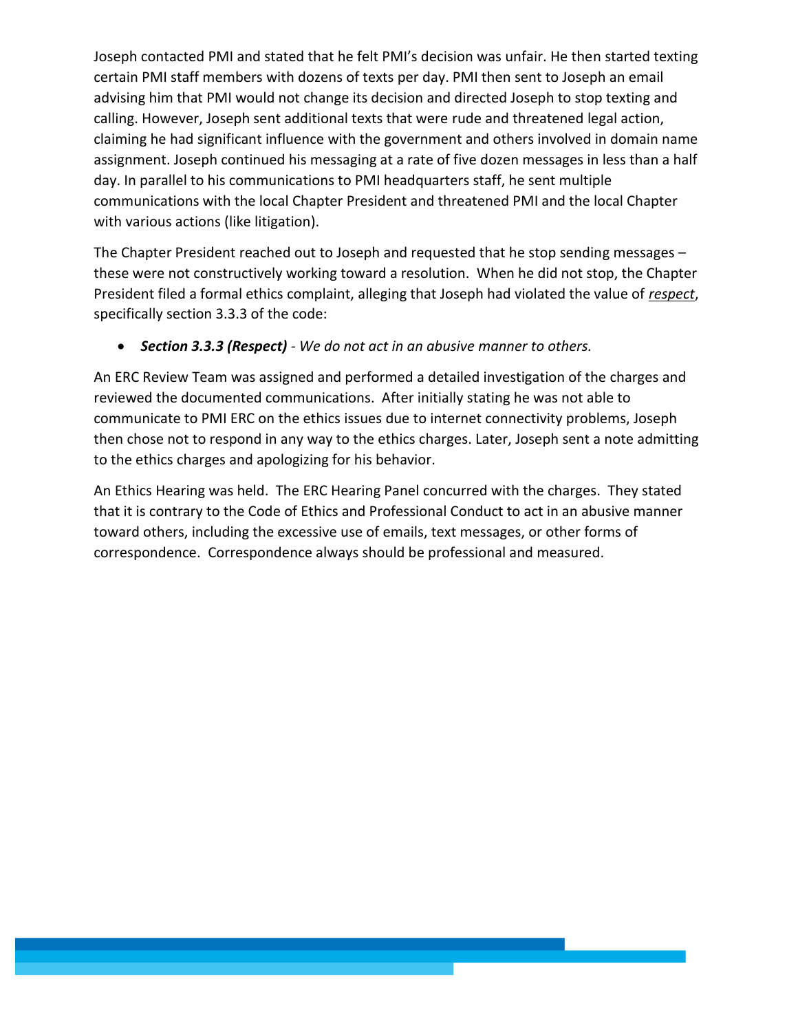Joseph contacted PMI and stated that he felt PMI's decision was unfair. He then started texting certain PMI staff members with dozens of texts per day. PMI then sent to Joseph an email advising him that PMI would not change its decision and directed Joseph to stop texting and calling. However, Joseph sent additional texts that were rude and threatened legal action, claiming he had significant influence with the government and others involved in domain name assignment. Joseph continued his messaging at a rate of five dozen messages in less than a half day. In parallel to his communications to PMI headquarters staff, he sent multiple communications with the local Chapter President and threatened PMI and the local Chapter with various actions (like litigation).

The Chapter President reached out to Joseph and requested that he stop sending messages – these were not constructively working toward a resolution. When he did not stop, the Chapter President filed a formal ethics complaint, alleging that Joseph had violated the value of *respect*, specifically section 3.3.3 of the code:

- ***Section 3.3.3 (Respect)*** *- We do not act in an abusive manner to others.*

An ERC Review Team was assigned and performed a detailed investigation of the charges and reviewed the documented communications. After initially stating he was not able to communicate to PMI ERC on the ethics issues due to internet connectivity problems, Joseph then chose not to respond in any way to the ethics charges. Later, Joseph sent a note admitting to the ethics charges and apologizing for his behavior.

An Ethics Hearing was held. The ERC Hearing Panel concurred with the charges. They stated that it is contrary to the Code of Ethics and Professional Conduct to act in an abusive manner toward others, including the excessive use of emails, text messages, or other forms of correspondence. Correspondence always should be professional and measured.